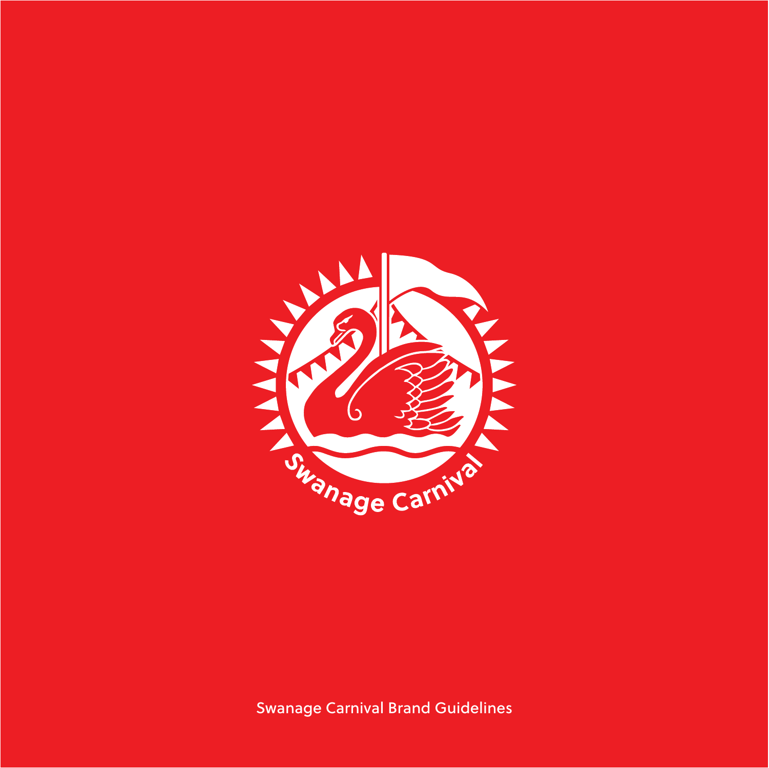Swanage Carnival

Swanage Carnival Brand Guidelines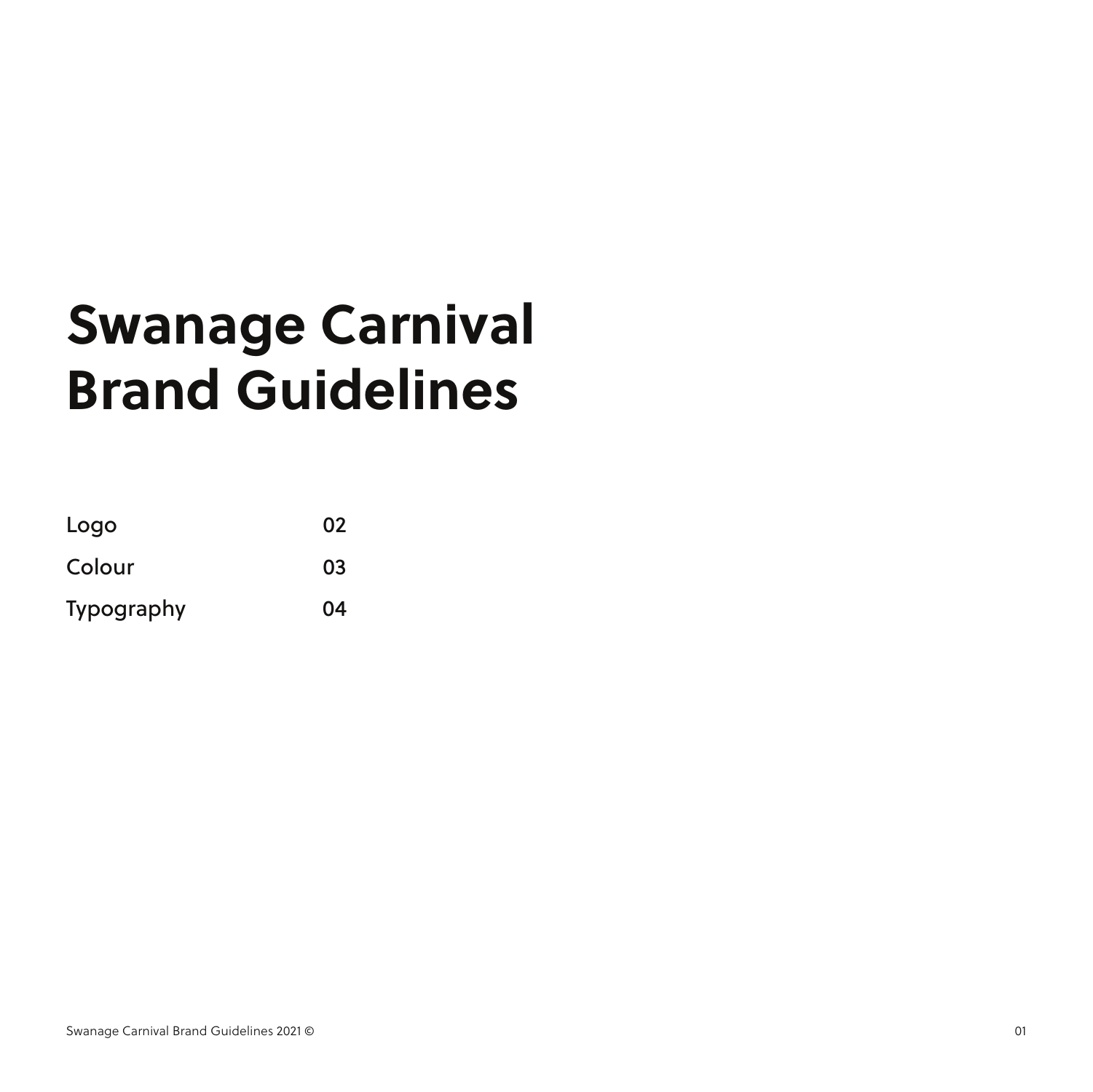# Swanage Carnival Brand Guidelines

| | |
|---|---|
| Logo | 02 |
| Colour | 03 |
| Typography | 04 |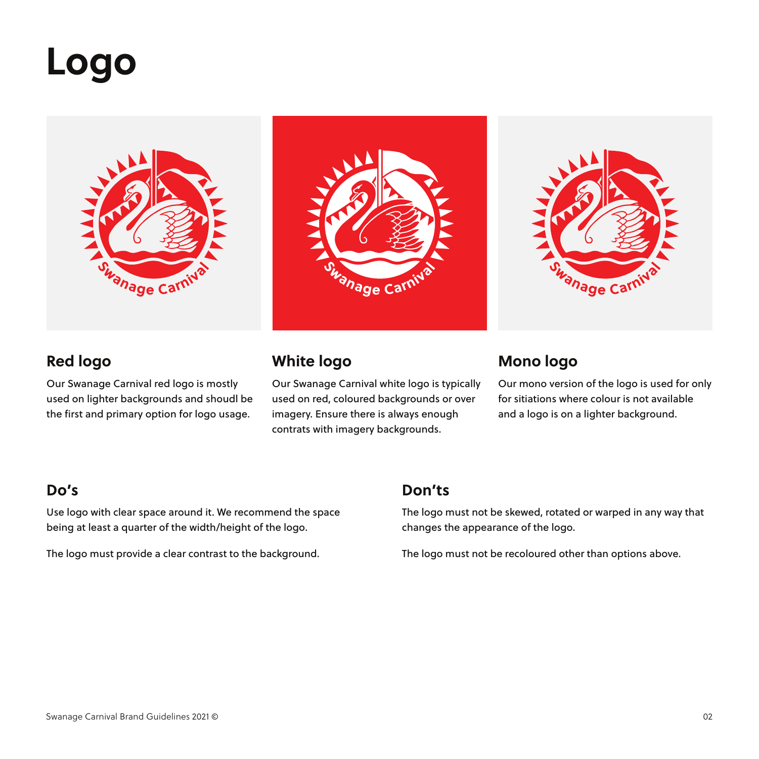# Logo

## Red logo

Our Swanage Carnival red logo is mostly used on lighter backgrounds and shoudl be the first and primary option for logo usage.

## White logo

Our Swanage Carnival white logo is typically used on red, coloured backgrounds or over imagery. Ensure there is always enough contrats with imagery backgrounds.

## Mono logo

Our mono version of the logo is used for only for sitiations where colour is not available and a logo is on a lighter background.

## Do's

Use logo with clear space around it. We recommend the space being at least a quarter of the width/height of the logo.

The logo must provide a clear contrast to the background.

## Don'ts

The logo must not be skewed, rotated or warped in any way that changes the appearance of the logo.

The logo must not be recoloured other than options above.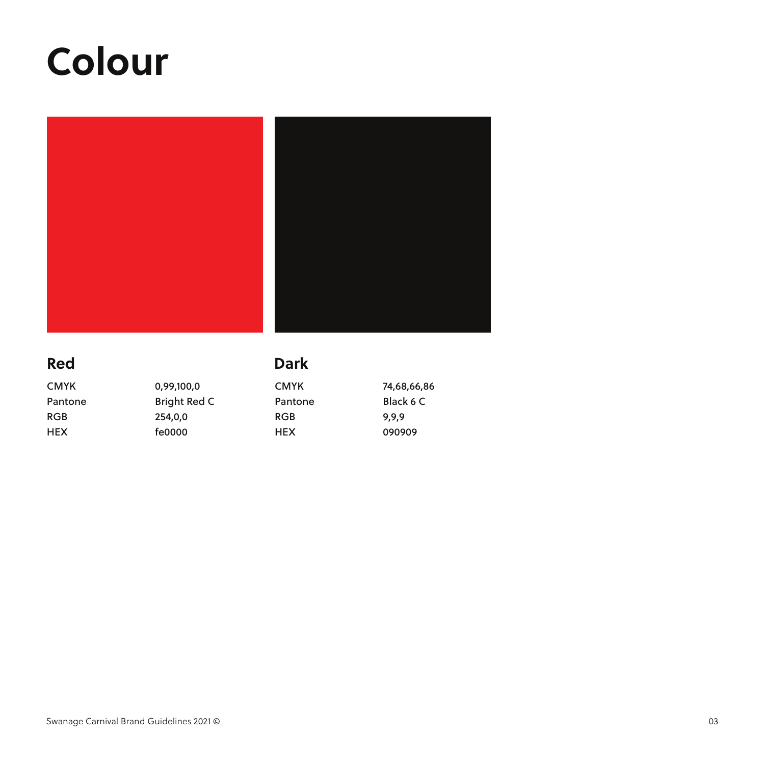# Colour

## Red

| | |
|---|---|
| CMYK | 0,99,100,0 |
| Pantone | Bright Red C |
| RGB | 254,0,0 |
| HEX | fe0000 |

## Dark

| | |
|---|---|
| CMYK | 74,68,66,86 |
| Pantone | Black 6 C |
| RGB | 9,9,9 |
| HEX | 090909 |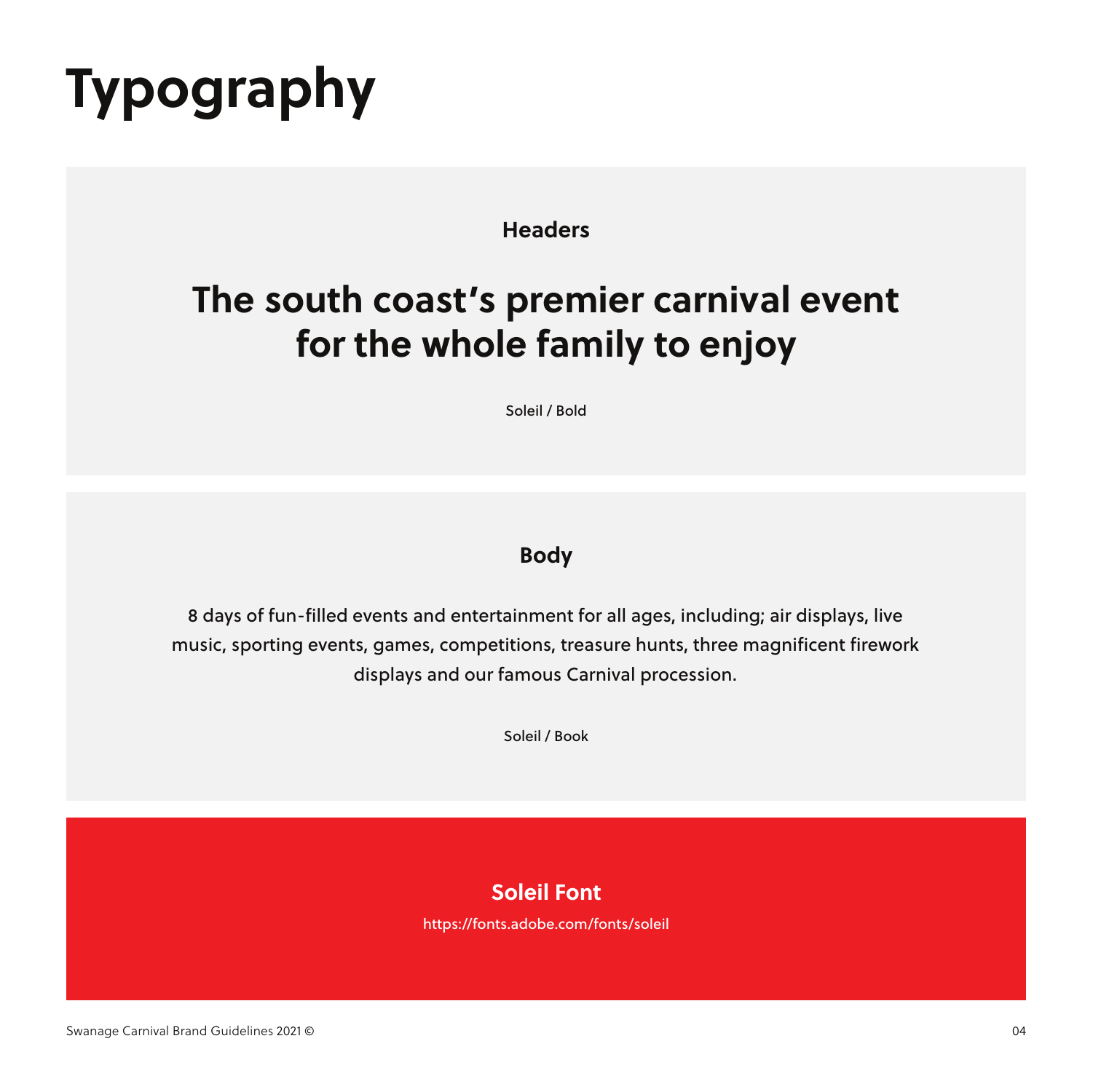# Typography

## Headers

**The south coast's premier carnival event for the whole family to enjoy**

Soleil / Bold

## Body

8 days of fun-filled events and entertainment for all ages, including; air displays, live music, sporting events, games, competitions, treasure hunts, three magnificent firework displays and our famous Carnival procession.

Soleil / Book

## Soleil Font

https://fonts.adobe.com/fonts/soleil